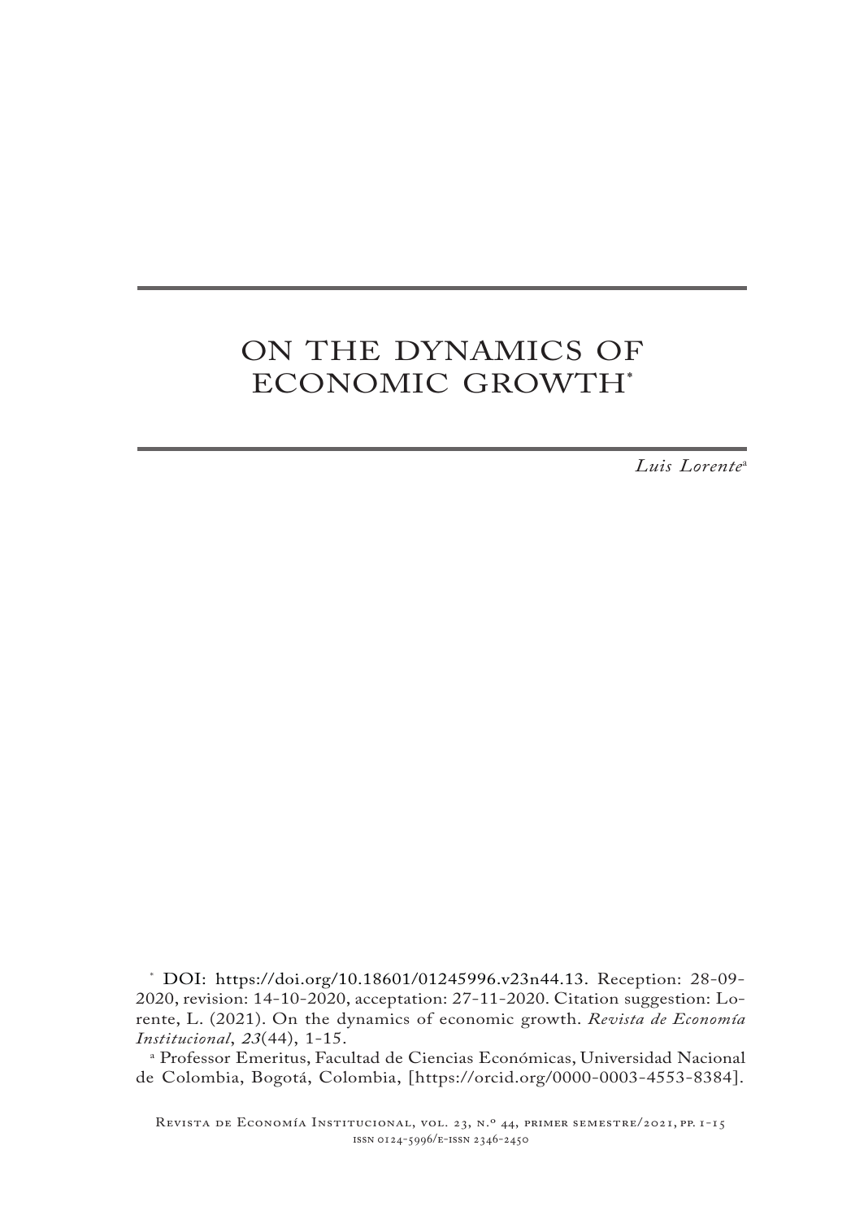# ON THE DYNAMICS OF ECONOMIC GROWTH[*]

*Luis Lorente*[a]

[*] DOI: https://doi.org/10.18601/01245996.v23n44.13. Reception: 28-09-2020, revision: 14-10-2020, acceptation: 27-11-2020. Citation suggestion: Lorente, L. (2021). On the dynamics of economic growth. *Revista de Economía Institucional*, *23*(44), 1-15.

[a] Professor Emeritus, Facultad de Ciencias Económicas, Universidad Nacional de Colombia, Bogotá, Colombia, [https://orcid.org/0000-0003-4553-8384].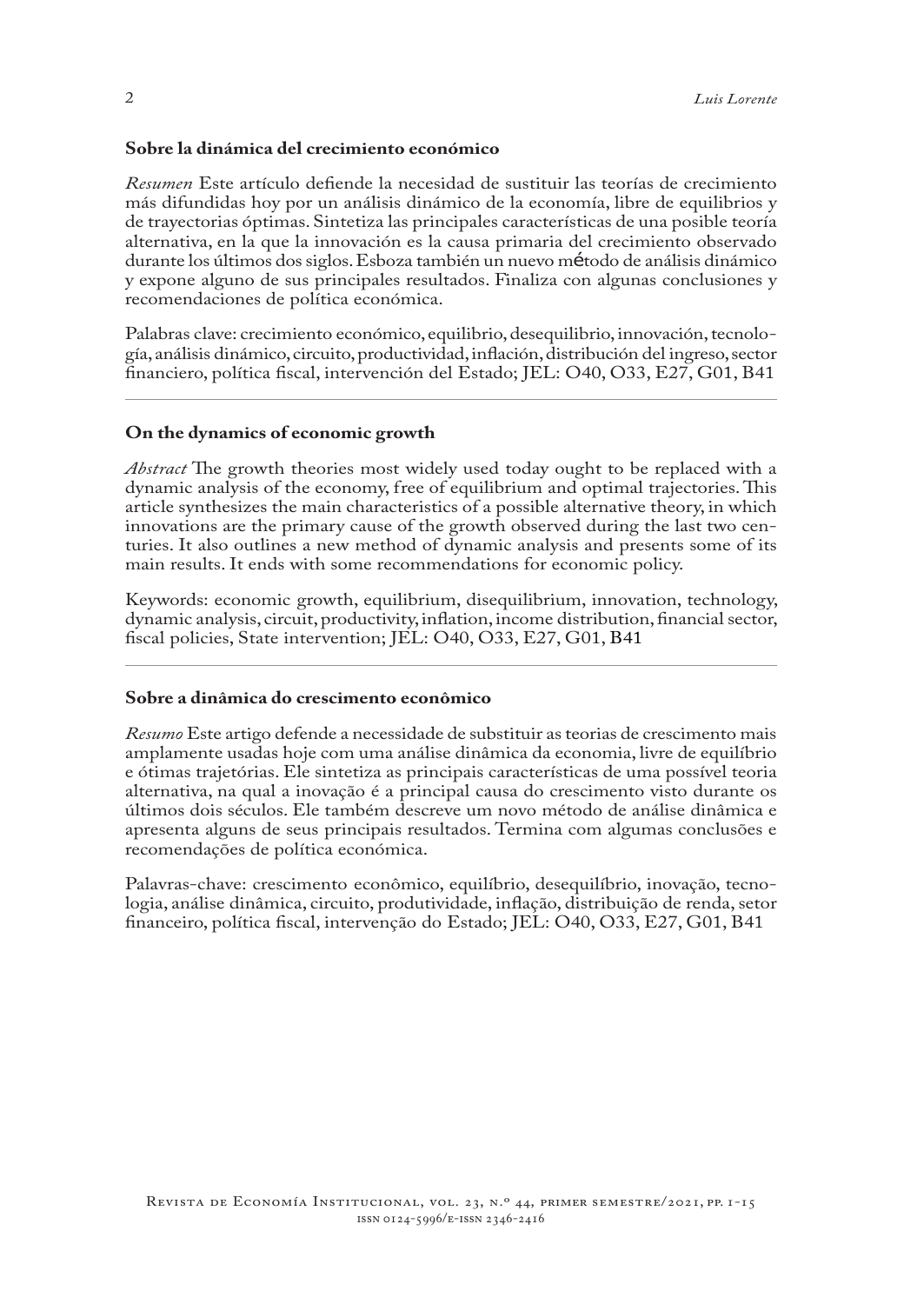### Sobre la dinámica del crecimiento económico

*Resumen* Este artículo defiende la necesidad de sustituir las teorías de crecimiento más difundidas hoy por un análisis dinámico de la economía, libre de equilibrios y de trayectorias óptimas. Sintetiza las principales características de una posible teoría alternativa, en la que la innovación es la causa primaria del crecimiento observado durante los últimos dos siglos. Esboza también un nuevo método de análisis dinámico y expone alguno de sus principales resultados. Finaliza con algunas conclusiones y recomendaciones de política económica.

Palabras clave: crecimiento económico, equilibrio, desequilibrio, innovación, tecnología, análisis dinámico, circuito, productividad, inflación, distribución del ingreso, sector financiero, política fiscal, intervención del Estado; JEL: O40, O33, E27, G01, B41

---

### On the dynamics of economic growth

*Abstract* The growth theories most widely used today ought to be replaced with a dynamic analysis of the economy, free of equilibrium and optimal trajectories. This article synthesizes the main characteristics of a possible alternative theory, in which innovations are the primary cause of the growth observed during the last two centuries. It also outlines a new method of dynamic analysis and presents some of its main results. It ends with some recommendations for economic policy.

Keywords: economic growth, equilibrium, disequilibrium, innovation, technology, dynamic analysis, circuit, productivity, inflation, income distribution, financial sector, fiscal policies, State intervention; JEL: O40, O33, E27, G01, B41

---

### Sobre a dinâmica do crescimento econômico

*Resumo* Este artigo defende a necessidade de substituir as teorias de crescimento mais amplamente usadas hoje com uma análise dinâmica da economia, livre de equilíbrio e ótimas trajetórias. Ele sintetiza as principais características de uma possível teoria alternativa, na qual a inovação é a principal causa do crescimento visto durante os últimos dois séculos. Ele também descreve um novo método de análise dinâmica e apresenta alguns de seus principais resultados. Termina com algumas conclusões e recomendações de política económica.

Palavras-chave: crescimento econômico, equilíbrio, desequilíbrio, inovação, tecnologia, análise dinâmica, circuito, produtividade, inflação, distribuição de renda, setor financeiro, política fiscal, intervenção do Estado; JEL: O40, O33, E27, G01, B41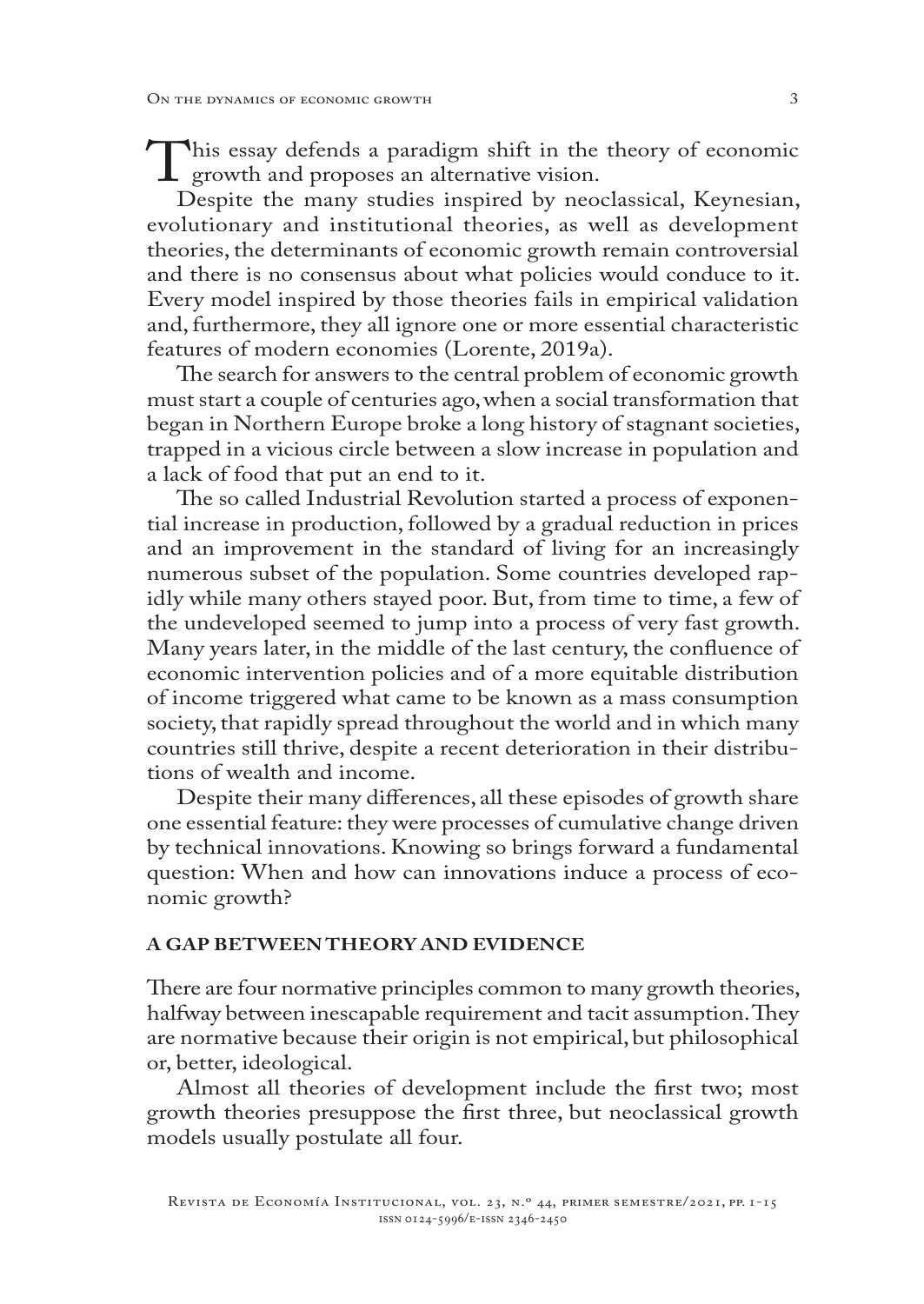This essay defends a paradigm shift in the theory of economic growth and proposes an alternative vision.

Despite the many studies inspired by neoclassical, Keynesian, evolutionary and institutional theories, as well as development theories, the determinants of economic growth remain controversial and there is no consensus about what policies would conduce to it. Every model inspired by those theories fails in empirical validation and, furthermore, they all ignore one or more essential characteristic features of modern economies (Lorente, 2019a).

The search for answers to the central problem of economic growth must start a couple of centuries ago, when a social transformation that began in Northern Europe broke a long history of stagnant societies, trapped in a vicious circle between a slow increase in population and a lack of food that put an end to it.

The so called Industrial Revolution started a process of exponential increase in production, followed by a gradual reduction in prices and an improvement in the standard of living for an increasingly numerous subset of the population. Some countries developed rapidly while many others stayed poor. But, from time to time, a few of the undeveloped seemed to jump into a process of very fast growth. Many years later, in the middle of the last century, the confluence of economic intervention policies and of a more equitable distribution of income triggered what came to be known as a mass consumption society, that rapidly spread throughout the world and in which many countries still thrive, despite a recent deterioration in their distributions of wealth and income.

Despite their many differences, all these episodes of growth share one essential feature: they were processes of cumulative change driven by technical innovations. Knowing so brings forward a fundamental question: When and how can innovations induce a process of economic growth?

## A GAP BETWEEN THEORY AND EVIDENCE

There are four normative principles common to many growth theories, halfway between inescapable requirement and tacit assumption. They are normative because their origin is not empirical, but philosophical or, better, ideological.

Almost all theories of development include the first two; most growth theories presuppose the first three, but neoclassical growth models usually postulate all four.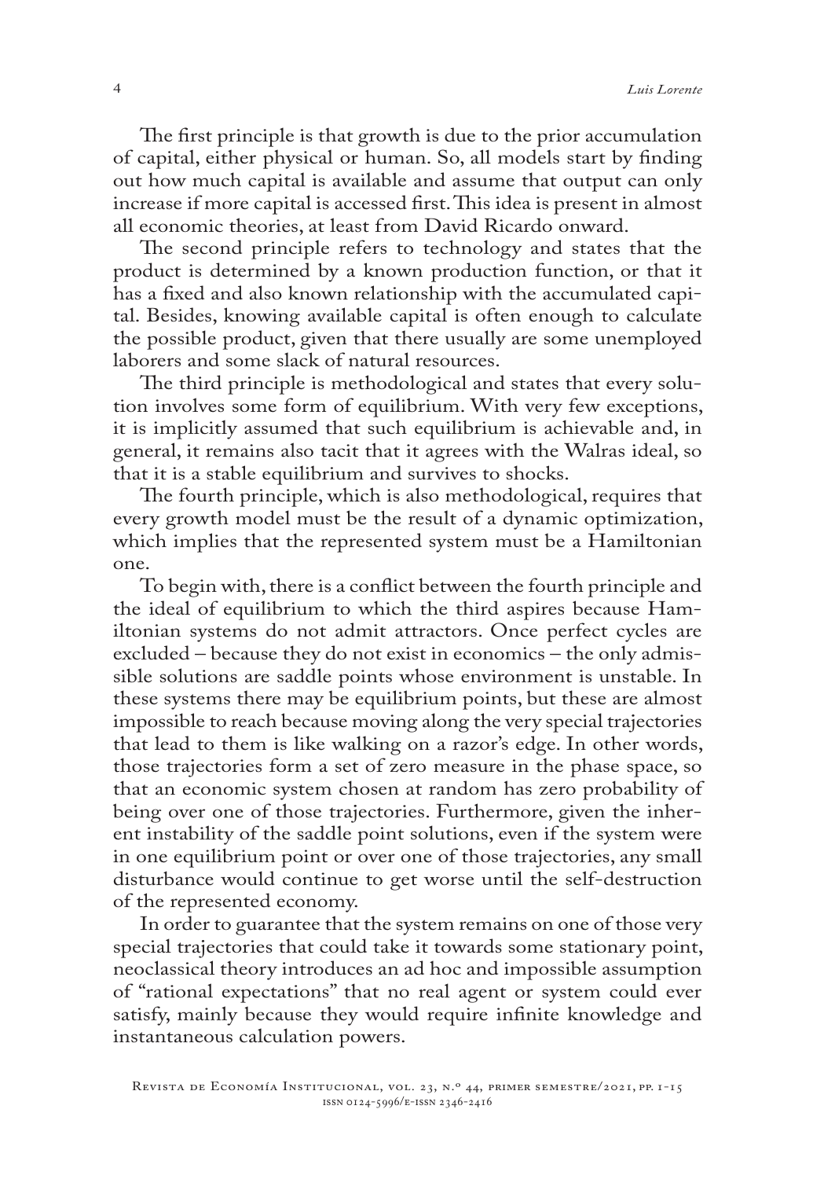The first principle is that growth is due to the prior accumulation of capital, either physical or human. So, all models start by finding out how much capital is available and assume that output can only increase if more capital is accessed first. This idea is present in almost all economic theories, at least from David Ricardo onward.

The second principle refers to technology and states that the product is determined by a known production function, or that it has a fixed and also known relationship with the accumulated capital. Besides, knowing available capital is often enough to calculate the possible product, given that there usually are some unemployed laborers and some slack of natural resources.

The third principle is methodological and states that every solution involves some form of equilibrium. With very few exceptions, it is implicitly assumed that such equilibrium is achievable and, in general, it remains also tacit that it agrees with the Walras ideal, so that it is a stable equilibrium and survives to shocks.

The fourth principle, which is also methodological, requires that every growth model must be the result of a dynamic optimization, which implies that the represented system must be a Hamiltonian one.

To begin with, there is a conflict between the fourth principle and the ideal of equilibrium to which the third aspires because Hamiltonian systems do not admit attractors. Once perfect cycles are excluded – because they do not exist in economics – the only admissible solutions are saddle points whose environment is unstable. In these systems there may be equilibrium points, but these are almost impossible to reach because moving along the very special trajectories that lead to them is like walking on a razor's edge. In other words, those trajectories form a set of zero measure in the phase space, so that an economic system chosen at random has zero probability of being over one of those trajectories. Furthermore, given the inherent instability of the saddle point solutions, even if the system were in one equilibrium point or over one of those trajectories, any small disturbance would continue to get worse until the self-destruction of the represented economy.

In order to guarantee that the system remains on one of those very special trajectories that could take it towards some stationary point, neoclassical theory introduces an ad hoc and impossible assumption of "rational expectations" that no real agent or system could ever satisfy, mainly because they would require infinite knowledge and instantaneous calculation powers.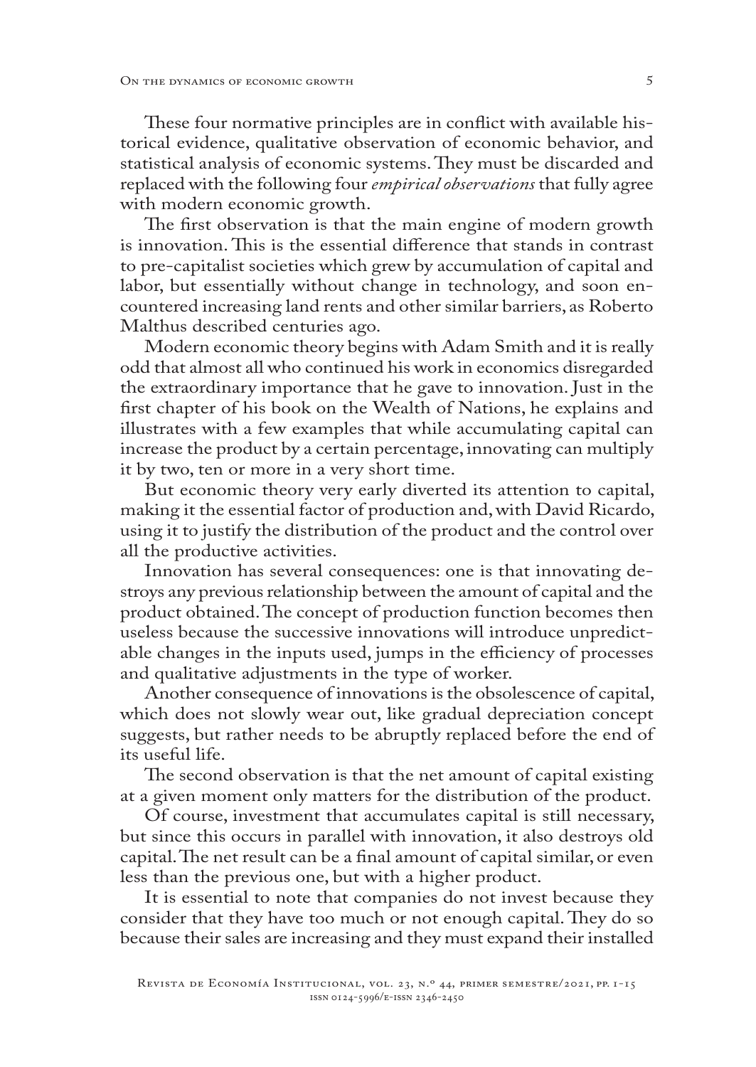These four normative principles are in conflict with available historical evidence, qualitative observation of economic behavior, and statistical analysis of economic systems. They must be discarded and replaced with the following four *empirical observations* that fully agree with modern economic growth.

The first observation is that the main engine of modern growth is innovation. This is the essential difference that stands in contrast to pre-capitalist societies which grew by accumulation of capital and labor, but essentially without change in technology, and soon encountered increasing land rents and other similar barriers, as Roberto Malthus described centuries ago.

Modern economic theory begins with Adam Smith and it is really odd that almost all who continued his work in economics disregarded the extraordinary importance that he gave to innovation. Just in the first chapter of his book on the Wealth of Nations, he explains and illustrates with a few examples that while accumulating capital can increase the product by a certain percentage, innovating can multiply it by two, ten or more in a very short time.

But economic theory very early diverted its attention to capital, making it the essential factor of production and, with David Ricardo, using it to justify the distribution of the product and the control over all the productive activities.

Innovation has several consequences: one is that innovating destroys any previous relationship between the amount of capital and the product obtained. The concept of production function becomes then useless because the successive innovations will introduce unpredictable changes in the inputs used, jumps in the efficiency of processes and qualitative adjustments in the type of worker.

Another consequence of innovations is the obsolescence of capital, which does not slowly wear out, like gradual depreciation concept suggests, but rather needs to be abruptly replaced before the end of its useful life.

The second observation is that the net amount of capital existing at a given moment only matters for the distribution of the product.

Of course, investment that accumulates capital is still necessary, but since this occurs in parallel with innovation, it also destroys old capital. The net result can be a final amount of capital similar, or even less than the previous one, but with a higher product.

It is essential to note that companies do not invest because they consider that they have too much or not enough capital. They do so because their sales are increasing and they must expand their installed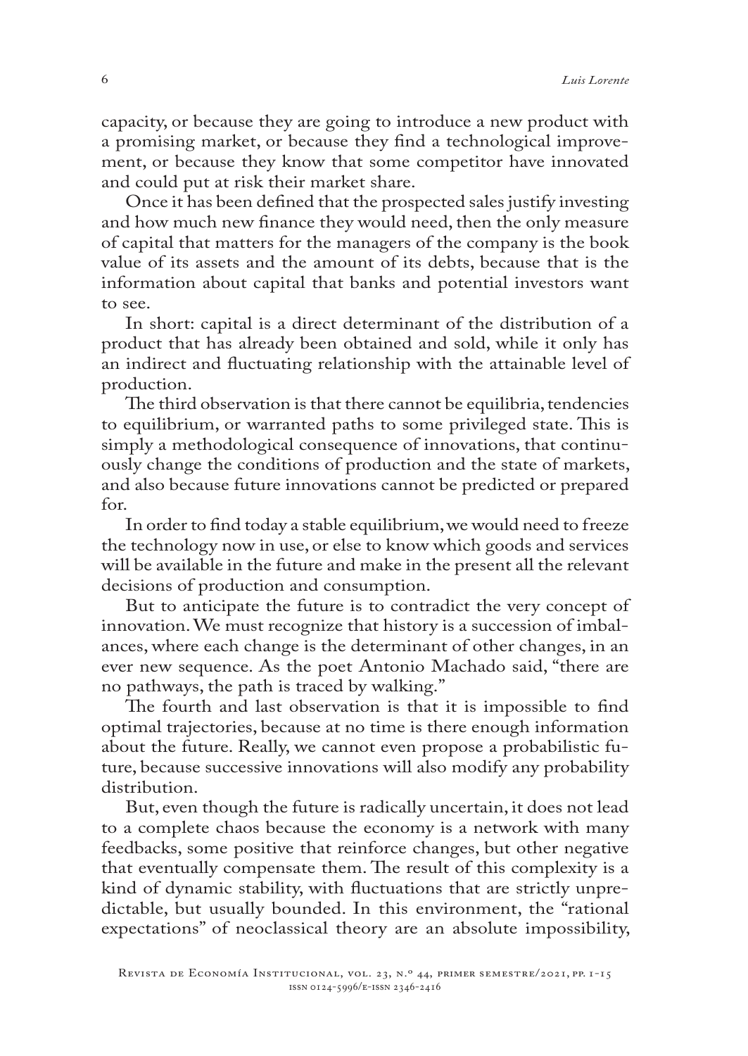capacity, or because they are going to introduce a new product with a promising market, or because they find a technological improvement, or because they know that some competitor have innovated and could put at risk their market share.

Once it has been defined that the prospected sales justify investing and how much new finance they would need, then the only measure of capital that matters for the managers of the company is the book value of its assets and the amount of its debts, because that is the information about capital that banks and potential investors want to see.

In short: capital is a direct determinant of the distribution of a product that has already been obtained and sold, while it only has an indirect and fluctuating relationship with the attainable level of production.

The third observation is that there cannot be equilibria, tendencies to equilibrium, or warranted paths to some privileged state. This is simply a methodological consequence of innovations, that continuously change the conditions of production and the state of markets, and also because future innovations cannot be predicted or prepared for.

In order to find today a stable equilibrium, we would need to freeze the technology now in use, or else to know which goods and services will be available in the future and make in the present all the relevant decisions of production and consumption.

But to anticipate the future is to contradict the very concept of innovation. We must recognize that history is a succession of imbalances, where each change is the determinant of other changes, in an ever new sequence. As the poet Antonio Machado said, "there are no pathways, the path is traced by walking."

The fourth and last observation is that it is impossible to find optimal trajectories, because at no time is there enough information about the future. Really, we cannot even propose a probabilistic future, because successive innovations will also modify any probability distribution.

But, even though the future is radically uncertain, it does not lead to a complete chaos because the economy is a network with many feedbacks, some positive that reinforce changes, but other negative that eventually compensate them. The result of this complexity is a kind of dynamic stability, with fluctuations that are strictly unpredictable, but usually bounded. In this environment, the "rational expectations" of neoclassical theory are an absolute impossibility,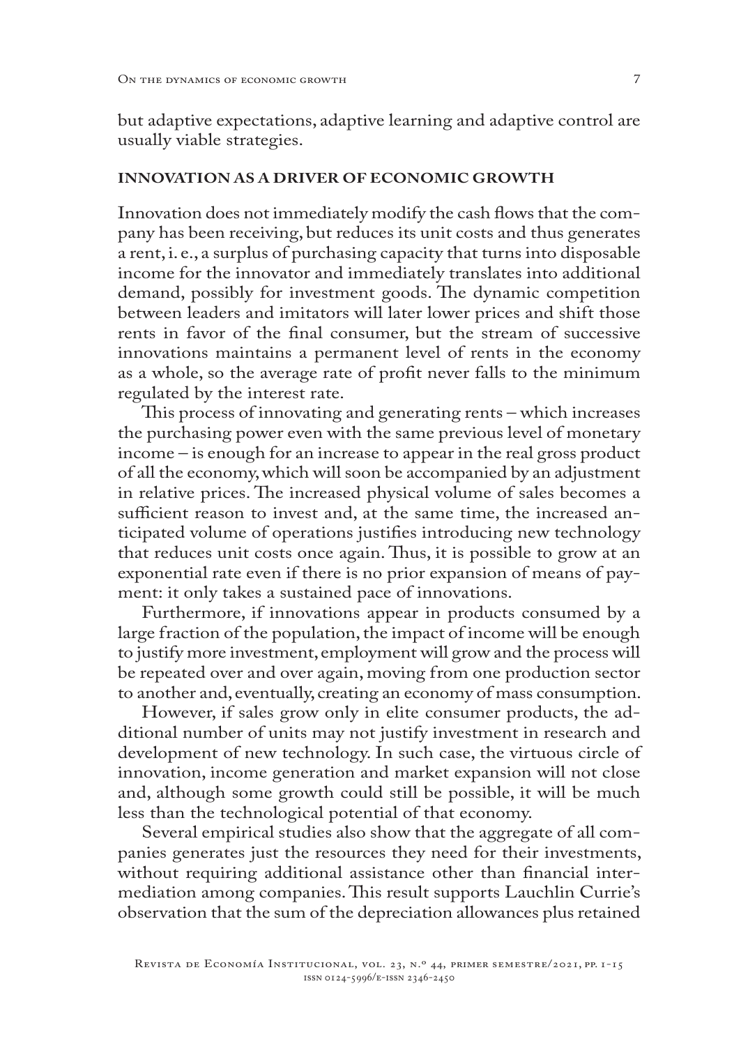but adaptive expectations, adaptive learning and adaptive control are usually viable strategies.

## INNOVATION AS A DRIVER OF ECONOMIC GROWTH

Innovation does not immediately modify the cash flows that the company has been receiving, but reduces its unit costs and thus generates a rent, i. e., a surplus of purchasing capacity that turns into disposable income for the innovator and immediately translates into additional demand, possibly for investment goods. The dynamic competition between leaders and imitators will later lower prices and shift those rents in favor of the final consumer, but the stream of successive innovations maintains a permanent level of rents in the economy as a whole, so the average rate of profit never falls to the minimum regulated by the interest rate.

This process of innovating and generating rents – which increases the purchasing power even with the same previous level of monetary income – is enough for an increase to appear in the real gross product of all the economy, which will soon be accompanied by an adjustment in relative prices. The increased physical volume of sales becomes a sufficient reason to invest and, at the same time, the increased anticipated volume of operations justifies introducing new technology that reduces unit costs once again. Thus, it is possible to grow at an exponential rate even if there is no prior expansion of means of payment: it only takes a sustained pace of innovations.

Furthermore, if innovations appear in products consumed by a large fraction of the population, the impact of income will be enough to justify more investment, employment will grow and the process will be repeated over and over again, moving from one production sector to another and, eventually, creating an economy of mass consumption.

However, if sales grow only in elite consumer products, the additional number of units may not justify investment in research and development of new technology. In such case, the virtuous circle of innovation, income generation and market expansion will not close and, although some growth could still be possible, it will be much less than the technological potential of that economy.

Several empirical studies also show that the aggregate of all companies generates just the resources they need for their investments, without requiring additional assistance other than financial intermediation among companies. This result supports Lauchlin Currie's observation that the sum of the depreciation allowances plus retained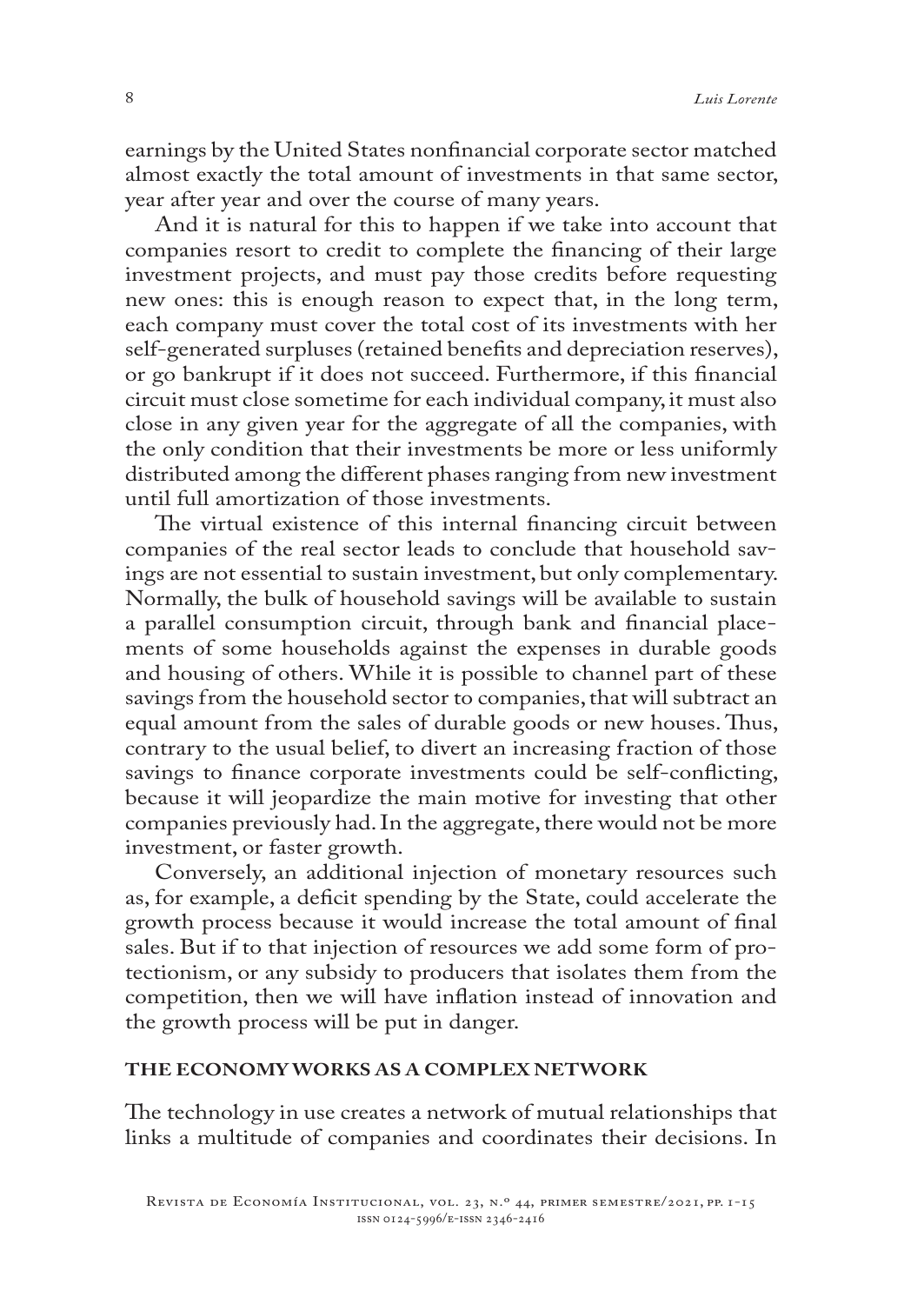earnings by the United States nonfinancial corporate sector matched almost exactly the total amount of investments in that same sector, year after year and over the course of many years.

And it is natural for this to happen if we take into account that companies resort to credit to complete the financing of their large investment projects, and must pay those credits before requesting new ones: this is enough reason to expect that, in the long term, each company must cover the total cost of its investments with her self-generated surpluses (retained benefits and depreciation reserves), or go bankrupt if it does not succeed. Furthermore, if this financial circuit must close sometime for each individual company, it must also close in any given year for the aggregate of all the companies, with the only condition that their investments be more or less uniformly distributed among the different phases ranging from new investment until full amortization of those investments.

The virtual existence of this internal financing circuit between companies of the real sector leads to conclude that household savings are not essential to sustain investment, but only complementary. Normally, the bulk of household savings will be available to sustain a parallel consumption circuit, through bank and financial placements of some households against the expenses in durable goods and housing of others. While it is possible to channel part of these savings from the household sector to companies, that will subtract an equal amount from the sales of durable goods or new houses. Thus, contrary to the usual belief, to divert an increasing fraction of those savings to finance corporate investments could be self-conflicting, because it will jeopardize the main motive for investing that other companies previously had. In the aggregate, there would not be more investment, or faster growth.

Conversely, an additional injection of monetary resources such as, for example, a deficit spending by the State, could accelerate the growth process because it would increase the total amount of final sales. But if to that injection of resources we add some form of protectionism, or any subsidy to producers that isolates them from the competition, then we will have inflation instead of innovation and the growth process will be put in danger.

## THE ECONOMY WORKS AS A COMPLEX NETWORK

The technology in use creates a network of mutual relationships that links a multitude of companies and coordinates their decisions. In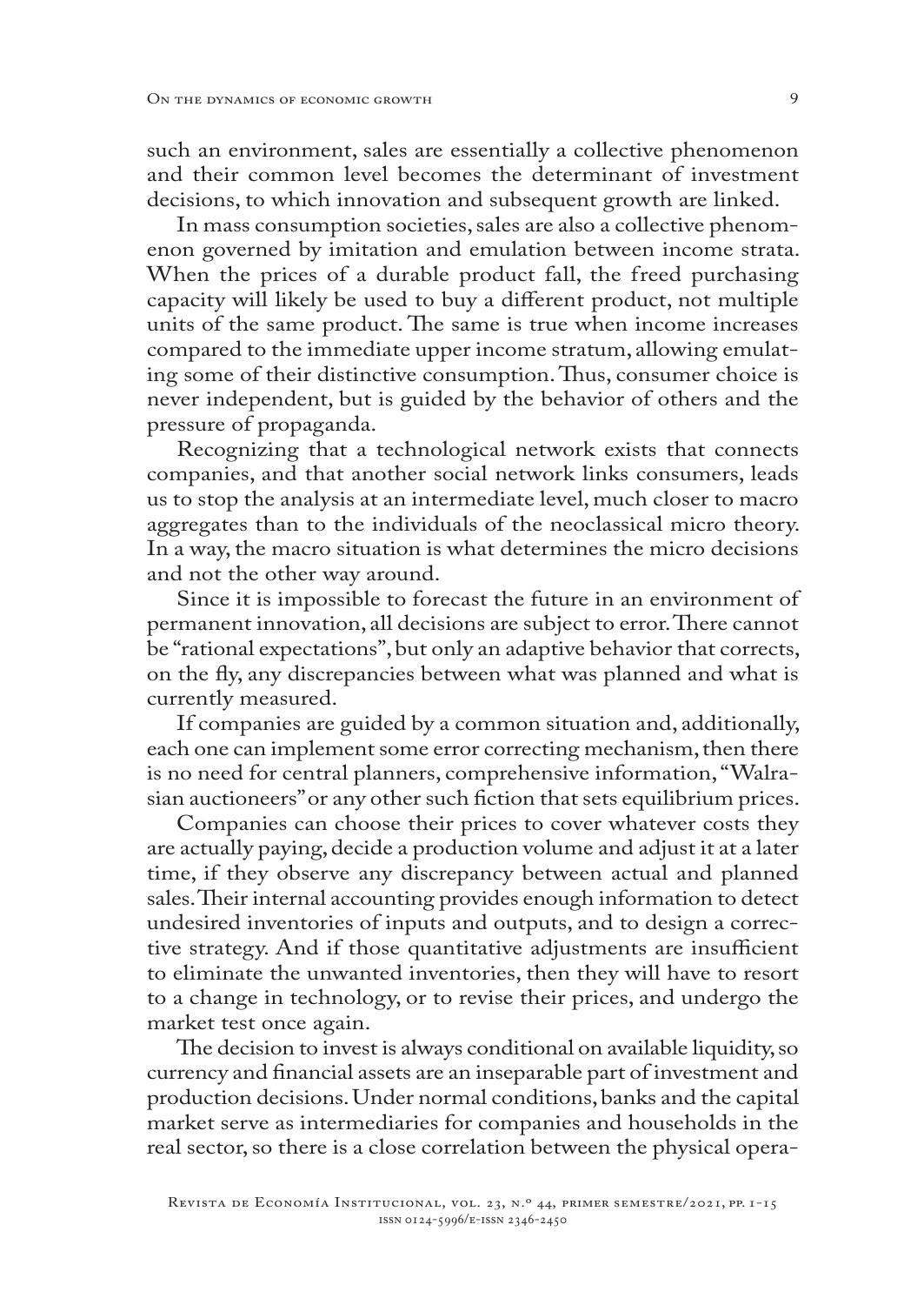such an environment, sales are essentially a collective phenomenon and their common level becomes the determinant of investment decisions, to which innovation and subsequent growth are linked.

In mass consumption societies, sales are also a collective phenomenon governed by imitation and emulation between income strata. When the prices of a durable product fall, the freed purchasing capacity will likely be used to buy a different product, not multiple units of the same product. The same is true when income increases compared to the immediate upper income stratum, allowing emulating some of their distinctive consumption. Thus, consumer choice is never independent, but is guided by the behavior of others and the pressure of propaganda.

Recognizing that a technological network exists that connects companies, and that another social network links consumers, leads us to stop the analysis at an intermediate level, much closer to macro aggregates than to the individuals of the neoclassical micro theory. In a way, the macro situation is what determines the micro decisions and not the other way around.

Since it is impossible to forecast the future in an environment of permanent innovation, all decisions are subject to error. There cannot be "rational expectations", but only an adaptive behavior that corrects, on the fly, any discrepancies between what was planned and what is currently measured.

If companies are guided by a common situation and, additionally, each one can implement some error correcting mechanism, then there is no need for central planners, comprehensive information, "Walrasian auctioneers" or any other such fiction that sets equilibrium prices.

Companies can choose their prices to cover whatever costs they are actually paying, decide a production volume and adjust it at a later time, if they observe any discrepancy between actual and planned sales. Their internal accounting provides enough information to detect undesired inventories of inputs and outputs, and to design a corrective strategy. And if those quantitative adjustments are insufficient to eliminate the unwanted inventories, then they will have to resort to a change in technology, or to revise their prices, and undergo the market test once again.

The decision to invest is always conditional on available liquidity, so currency and financial assets are an inseparable part of investment and production decisions. Under normal conditions, banks and the capital market serve as intermediaries for companies and households in the real sector, so there is a close correlation between the physical opera-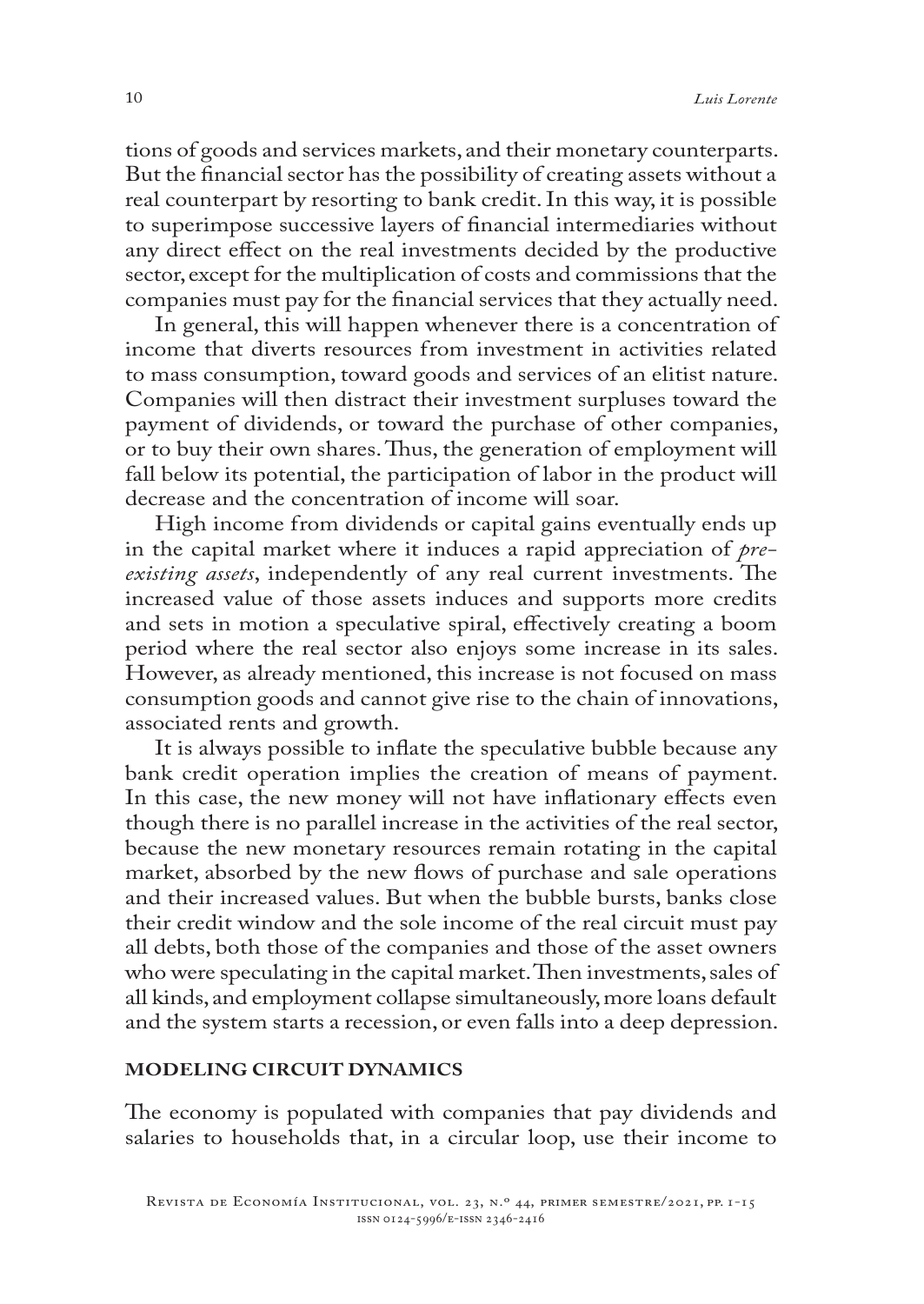tions of goods and services markets, and their monetary counterparts. But the financial sector has the possibility of creating assets without a real counterpart by resorting to bank credit. In this way, it is possible to superimpose successive layers of financial intermediaries without any direct effect on the real investments decided by the productive sector, except for the multiplication of costs and commissions that the companies must pay for the financial services that they actually need.

In general, this will happen whenever there is a concentration of income that diverts resources from investment in activities related to mass consumption, toward goods and services of an elitist nature. Companies will then distract their investment surpluses toward the payment of dividends, or toward the purchase of other companies, or to buy their own shares. Thus, the generation of employment will fall below its potential, the participation of labor in the product will decrease and the concentration of income will soar.

High income from dividends or capital gains eventually ends up in the capital market where it induces a rapid appreciation of *pre-existing assets*, independently of any real current investments. The increased value of those assets induces and supports more credits and sets in motion a speculative spiral, effectively creating a boom period where the real sector also enjoys some increase in its sales. However, as already mentioned, this increase is not focused on mass consumption goods and cannot give rise to the chain of innovations, associated rents and growth.

It is always possible to inflate the speculative bubble because any bank credit operation implies the creation of means of payment. In this case, the new money will not have inflationary effects even though there is no parallel increase in the activities of the real sector, because the new monetary resources remain rotating in the capital market, absorbed by the new flows of purchase and sale operations and their increased values. But when the bubble bursts, banks close their credit window and the sole income of the real circuit must pay all debts, both those of the companies and those of the asset owners who were speculating in the capital market. Then investments, sales of all kinds, and employment collapse simultaneously, more loans default and the system starts a recession, or even falls into a deep depression.

## MODELING CIRCUIT DYNAMICS

The economy is populated with companies that pay dividends and salaries to households that, in a circular loop, use their income to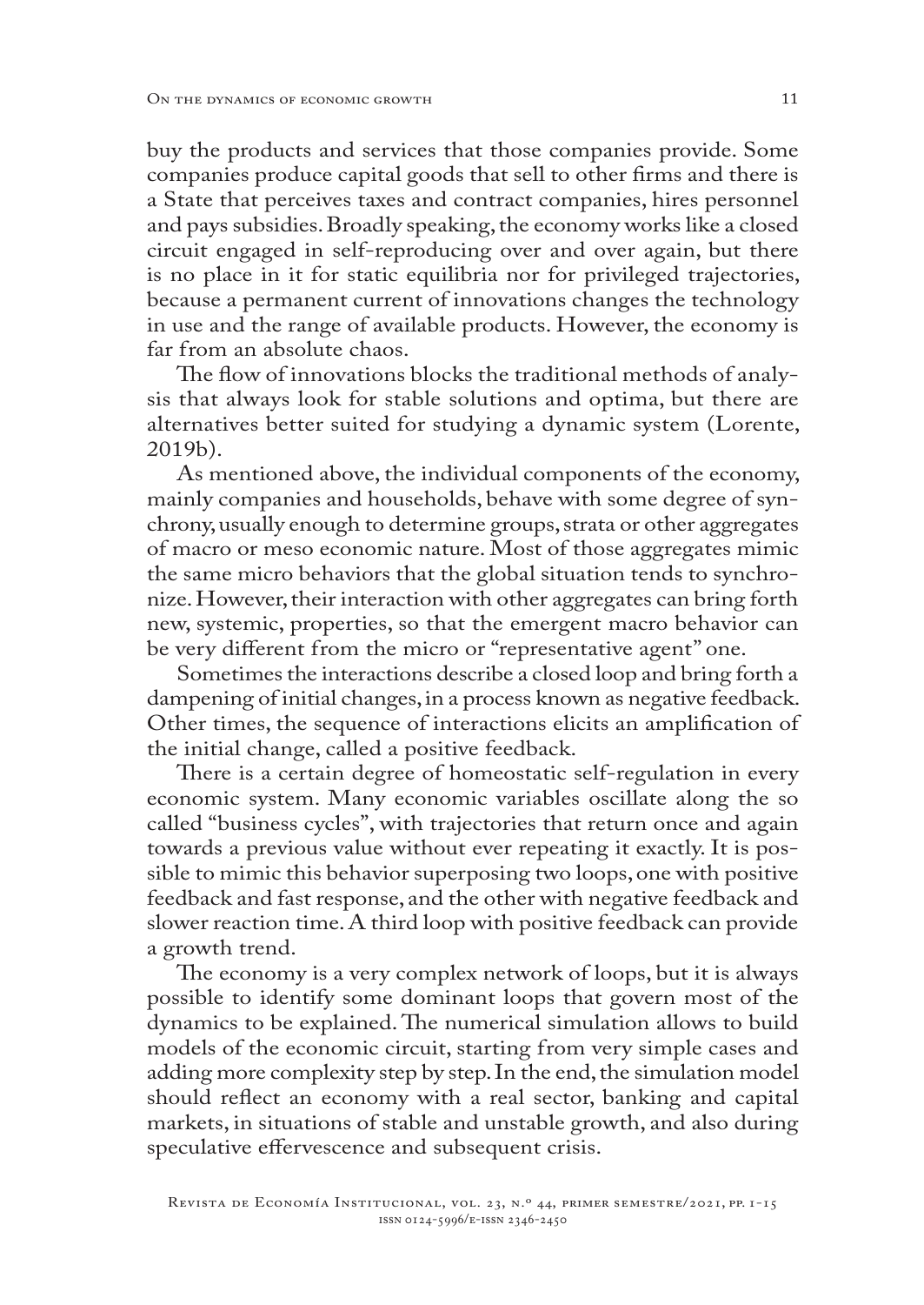buy the products and services that those companies provide. Some companies produce capital goods that sell to other firms and there is a State that perceives taxes and contract companies, hires personnel and pays subsidies. Broadly speaking, the economy works like a closed circuit engaged in self-reproducing over and over again, but there is no place in it for static equilibria nor for privileged trajectories, because a permanent current of innovations changes the technology in use and the range of available products. However, the economy is far from an absolute chaos.

The flow of innovations blocks the traditional methods of analysis that always look for stable solutions and optima, but there are alternatives better suited for studying a dynamic system (Lorente, 2019b).

As mentioned above, the individual components of the economy, mainly companies and households, behave with some degree of synchrony, usually enough to determine groups, strata or other aggregates of macro or meso economic nature. Most of those aggregates mimic the same micro behaviors that the global situation tends to synchronize. However, their interaction with other aggregates can bring forth new, systemic, properties, so that the emergent macro behavior can be very different from the micro or "representative agent" one.

Sometimes the interactions describe a closed loop and bring forth a dampening of initial changes, in a process known as negative feedback. Other times, the sequence of interactions elicits an amplification of the initial change, called a positive feedback.

There is a certain degree of homeostatic self-regulation in every economic system. Many economic variables oscillate along the so called "business cycles", with trajectories that return once and again towards a previous value without ever repeating it exactly. It is possible to mimic this behavior superposing two loops, one with positive feedback and fast response, and the other with negative feedback and slower reaction time. A third loop with positive feedback can provide a growth trend.

The economy is a very complex network of loops, but it is always possible to identify some dominant loops that govern most of the dynamics to be explained. The numerical simulation allows to build models of the economic circuit, starting from very simple cases and adding more complexity step by step. In the end, the simulation model should reflect an economy with a real sector, banking and capital markets, in situations of stable and unstable growth, and also during speculative effervescence and subsequent crisis.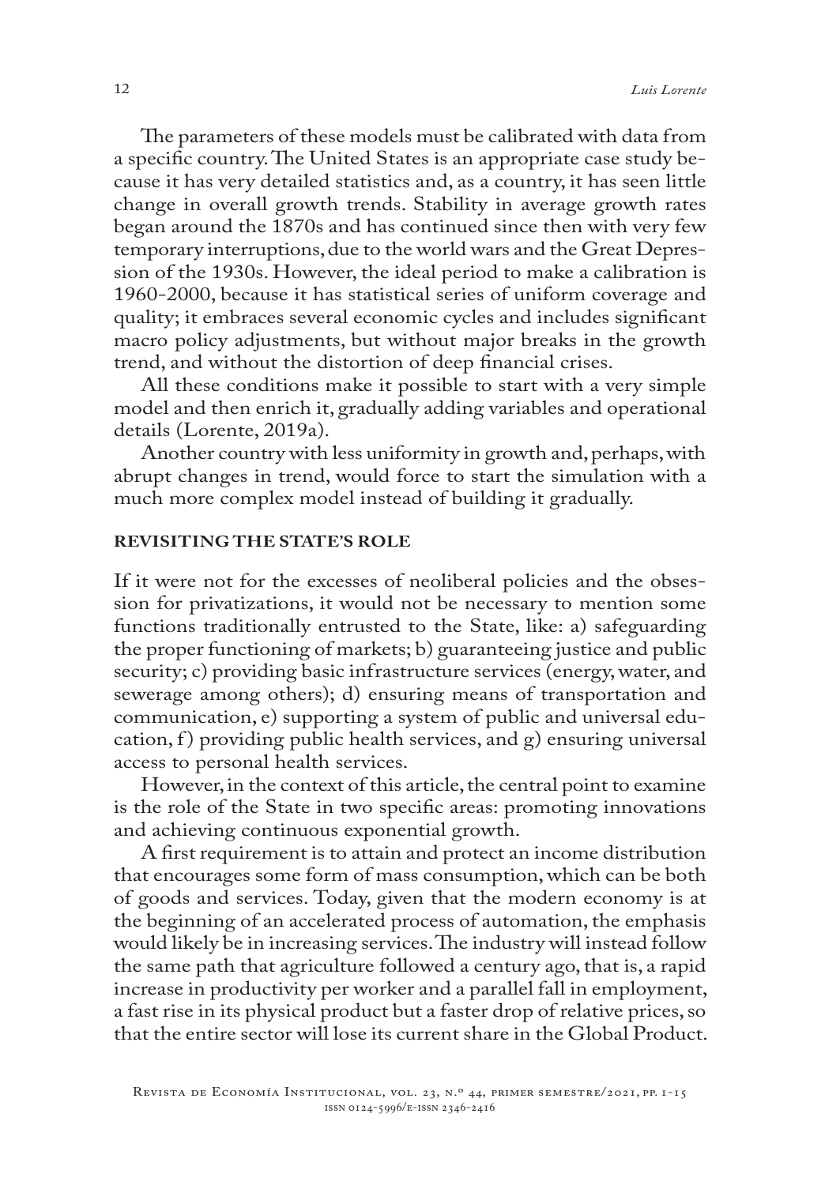The parameters of these models must be calibrated with data from a specific country. The United States is an appropriate case study because it has very detailed statistics and, as a country, it has seen little change in overall growth trends. Stability in average growth rates began around the 1870s and has continued since then with very few temporary interruptions, due to the world wars and the Great Depression of the 1930s. However, the ideal period to make a calibration is 1960-2000, because it has statistical series of uniform coverage and quality; it embraces several economic cycles and includes significant macro policy adjustments, but without major breaks in the growth trend, and without the distortion of deep financial crises.

All these conditions make it possible to start with a very simple model and then enrich it, gradually adding variables and operational details (Lorente, 2019a).

Another country with less uniformity in growth and, perhaps, with abrupt changes in trend, would force to start the simulation with a much more complex model instead of building it gradually.

## REVISITING THE STATE'S ROLE

If it were not for the excesses of neoliberal policies and the obsession for privatizations, it would not be necessary to mention some functions traditionally entrusted to the State, like: a) safeguarding the proper functioning of markets; b) guaranteeing justice and public security; c) providing basic infrastructure services (energy, water, and sewerage among others); d) ensuring means of transportation and communication, e) supporting a system of public and universal education, f) providing public health services, and g) ensuring universal access to personal health services.

However, in the context of this article, the central point to examine is the role of the State in two specific areas: promoting innovations and achieving continuous exponential growth.

A first requirement is to attain and protect an income distribution that encourages some form of mass consumption, which can be both of goods and services. Today, given that the modern economy is at the beginning of an accelerated process of automation, the emphasis would likely be in increasing services. The industry will instead follow the same path that agriculture followed a century ago, that is, a rapid increase in productivity per worker and a parallel fall in employment, a fast rise in its physical product but a faster drop of relative prices, so that the entire sector will lose its current share in the Global Product.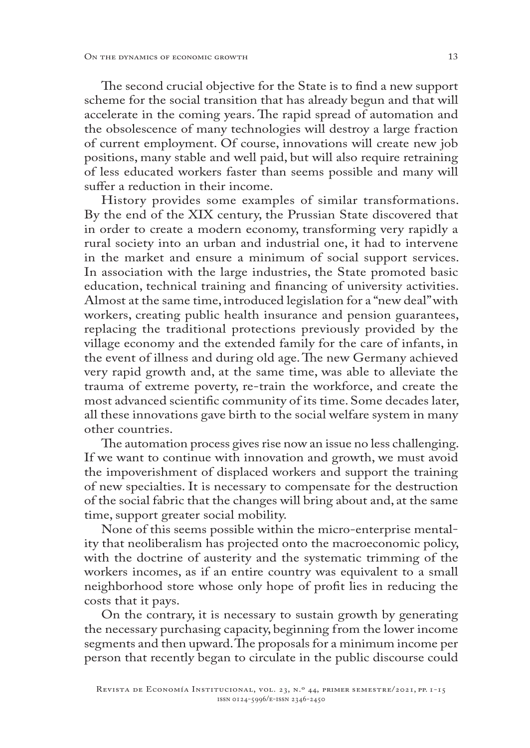The second crucial objective for the State is to find a new support scheme for the social transition that has already begun and that will accelerate in the coming years. The rapid spread of automation and the obsolescence of many technologies will destroy a large fraction of current employment. Of course, innovations will create new job positions, many stable and well paid, but will also require retraining of less educated workers faster than seems possible and many will suffer a reduction in their income.

History provides some examples of similar transformations. By the end of the XIX century, the Prussian State discovered that in order to create a modern economy, transforming very rapidly a rural society into an urban and industrial one, it had to intervene in the market and ensure a minimum of social support services. In association with the large industries, the State promoted basic education, technical training and financing of university activities. Almost at the same time, introduced legislation for a "new deal" with workers, creating public health insurance and pension guarantees, replacing the traditional protections previously provided by the village economy and the extended family for the care of infants, in the event of illness and during old age. The new Germany achieved very rapid growth and, at the same time, was able to alleviate the trauma of extreme poverty, re-train the workforce, and create the most advanced scientific community of its time. Some decades later, all these innovations gave birth to the social welfare system in many other countries.

The automation process gives rise now an issue no less challenging. If we want to continue with innovation and growth, we must avoid the impoverishment of displaced workers and support the training of new specialties. It is necessary to compensate for the destruction of the social fabric that the changes will bring about and, at the same time, support greater social mobility.

None of this seems possible within the micro-enterprise mentality that neoliberalism has projected onto the macroeconomic policy, with the doctrine of austerity and the systematic trimming of the workers incomes, as if an entire country was equivalent to a small neighborhood store whose only hope of profit lies in reducing the costs that it pays.

On the contrary, it is necessary to sustain growth by generating the necessary purchasing capacity, beginning from the lower income segments and then upward. The proposals for a minimum income per person that recently began to circulate in the public discourse could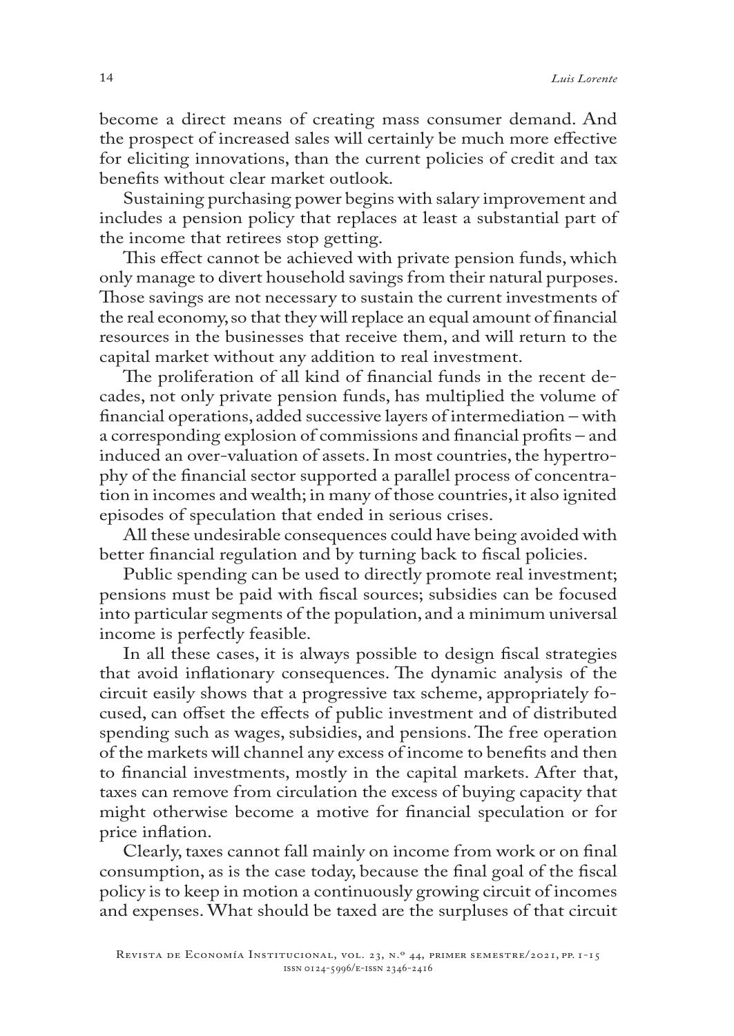become a direct means of creating mass consumer demand. And the prospect of increased sales will certainly be much more effective for eliciting innovations, than the current policies of credit and tax benefits without clear market outlook.

Sustaining purchasing power begins with salary improvement and includes a pension policy that replaces at least a substantial part of the income that retirees stop getting.

This effect cannot be achieved with private pension funds, which only manage to divert household savings from their natural purposes. Those savings are not necessary to sustain the current investments of the real economy, so that they will replace an equal amount of financial resources in the businesses that receive them, and will return to the capital market without any addition to real investment.

The proliferation of all kind of financial funds in the recent decades, not only private pension funds, has multiplied the volume of financial operations, added successive layers of intermediation – with a corresponding explosion of commissions and financial profits – and induced an over-valuation of assets. In most countries, the hypertrophy of the financial sector supported a parallel process of concentration in incomes and wealth; in many of those countries, it also ignited episodes of speculation that ended in serious crises.

All these undesirable consequences could have being avoided with better financial regulation and by turning back to fiscal policies.

Public spending can be used to directly promote real investment; pensions must be paid with fiscal sources; subsidies can be focused into particular segments of the population, and a minimum universal income is perfectly feasible.

In all these cases, it is always possible to design fiscal strategies that avoid inflationary consequences. The dynamic analysis of the circuit easily shows that a progressive tax scheme, appropriately focused, can offset the effects of public investment and of distributed spending such as wages, subsidies, and pensions. The free operation of the markets will channel any excess of income to benefits and then to financial investments, mostly in the capital markets. After that, taxes can remove from circulation the excess of buying capacity that might otherwise become a motive for financial speculation or for price inflation.

Clearly, taxes cannot fall mainly on income from work or on final consumption, as is the case today, because the final goal of the fiscal policy is to keep in motion a continuously growing circuit of incomes and expenses. What should be taxed are the surpluses of that circuit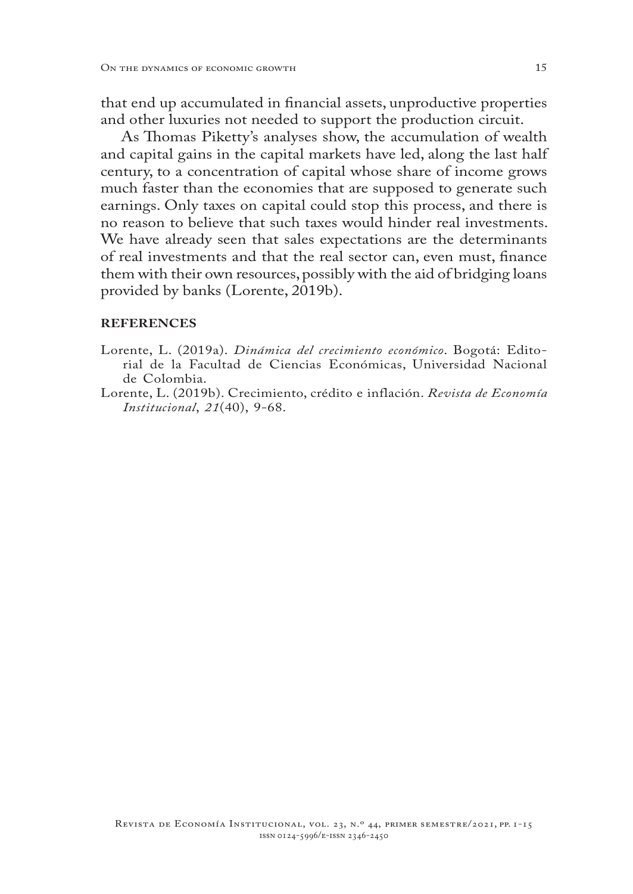that end up accumulated in financial assets, unproductive properties and other luxuries not needed to support the production circuit.

As Thomas Piketty's analyses show, the accumulation of wealth and capital gains in the capital markets have led, along the last half century, to a concentration of capital whose share of income grows much faster than the economies that are supposed to generate such earnings. Only taxes on capital could stop this process, and there is no reason to believe that such taxes would hinder real investments. We have already seen that sales expectations are the determinants of real investments and that the real sector can, even must, finance them with their own resources, possibly with the aid of bridging loans provided by banks (Lorente, 2019b).

## REFERENCES

Lorente, L. (2019a). *Dinámica del crecimiento económico*. Bogotá: Editorial de la Facultad de Ciencias Económicas, Universidad Nacional de Colombia.

Lorente, L. (2019b). Crecimiento, crédito e inflación. *Revista de Economía Institucional*, *21*(40), 9-68.